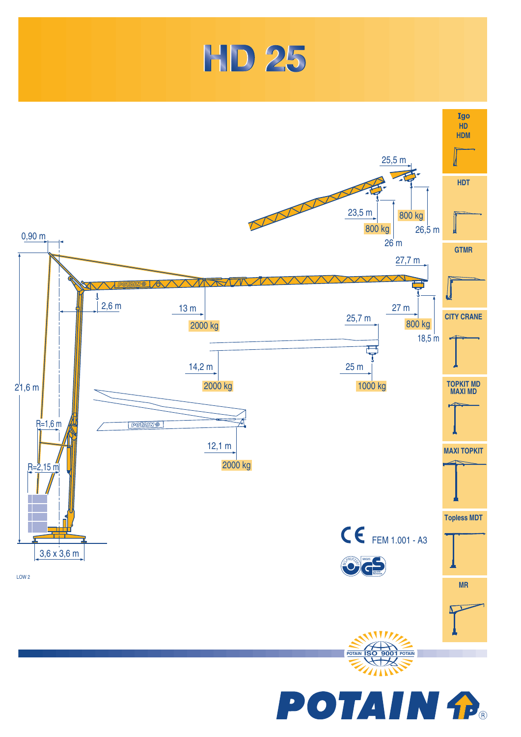# HD 25

- Igo HD HDM
- HDT
- GTMR
- CITY CRANE
- TOPKIT MD MAXI MD
- MAXI TOPKIT
- Topless MDT
- MR

25,5 m

23,5 m

800 kg

800 kg

26,5 m

26 m

0,90 m

27,7 m

2,6 m

13 m

2000 kg

27 m

25,7 m

800 kg

18,5 m

14,2 m

2000 kg

25 m

1000 kg

21,6 m

R=1,6 m

12,1 m

2000 kg

R=2,15 m

3,6 x 3,6 m

FEM 1.001 - A3

LOW 2

POTAIN ISO 9001 POTAIN

POTAIN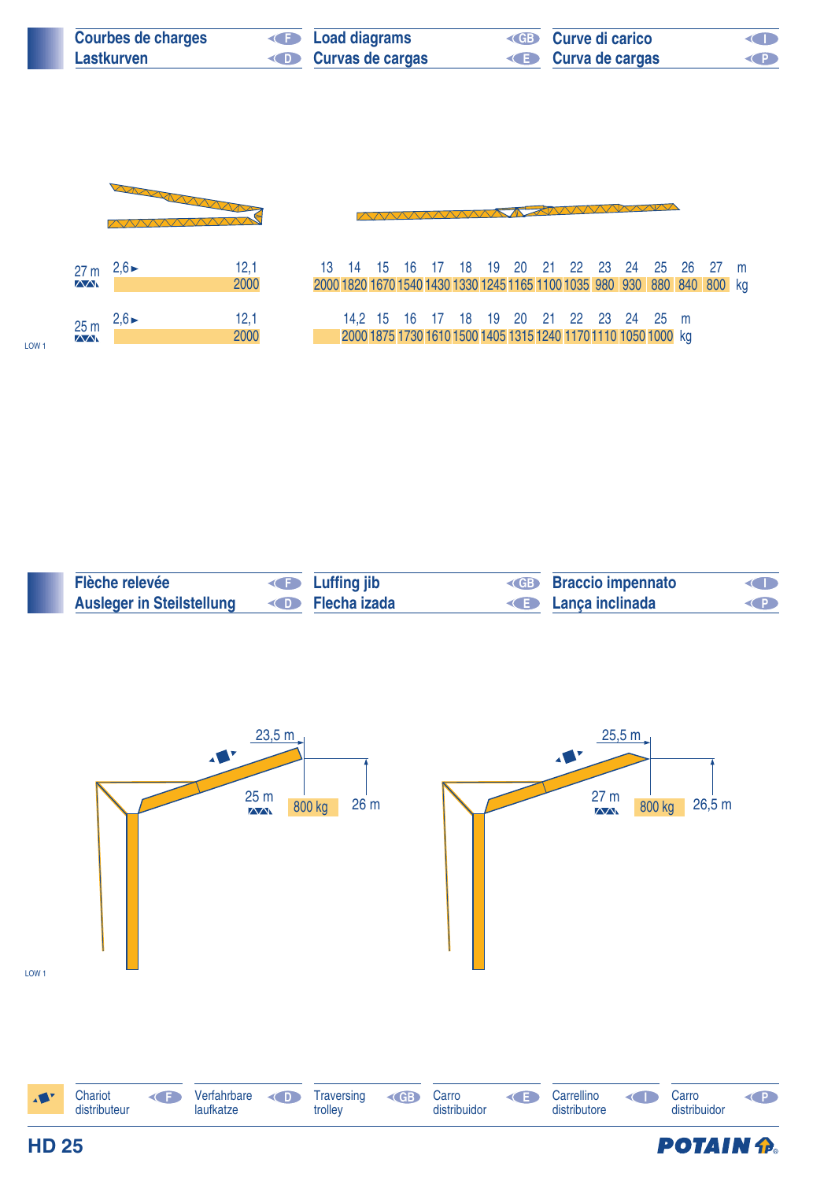## Courbes de charges (F) / Lastkurven (D) / Load diagrams (GB) / Curvas de cargas (E) / Curve di carico (I) / Curva de cargas (P)

| | 2,6► | 12,1 | 13 | 14 | 15 | 16 | 17 | 18 | 19 | 20 | 21 | 22 | 23 | 24 | 25 | 26 | 27 | m |
|---|---|---|---|---|---|---|---|---|---|---|---|---|---|---|---|---|---|---|
| 27 m | | 2000 | 2000 | 1820 | 1670 | 1540 | 1430 | 1330 | 1245 | 1165 | 1100 | 1035 | 980 | 930 | 880 | 840 | 800 | kg |

| | 2,6► | 12,1 | | 14,2 | 15 | 16 | 17 | 18 | 19 | 20 | 21 | 22 | 23 | 24 | 25 | m |
|---|---|---|---|---|---|---|---|---|---|---|---|---|---|---|---|---|
| 25 m | | 2000 | | 2000 | 1875 | 1730 | 1610 | 1500 | 1405 | 1315 | 1240 | 1170 | 1110 | 1050 | 1000 | kg |

LOW 1

## Flèche relevée (F) / Ausleger in Steilstellung (D) / Luffing jib (GB) / Flecha izada (E) / Braccio impennato (I) / Lança inclinada (P)

23,5 m — 25 m — 800 kg — 26 m

25,5 m — 27 m — 800 kg — 26,5 m

LOW 1

Chariot distributeur (F) / Verfahrbare laufkatze (D) / Traversing trolley (GB) / Carro distribuidor (E) / Carrellino distributore (I) / Carro distribuidor (P)

HD 25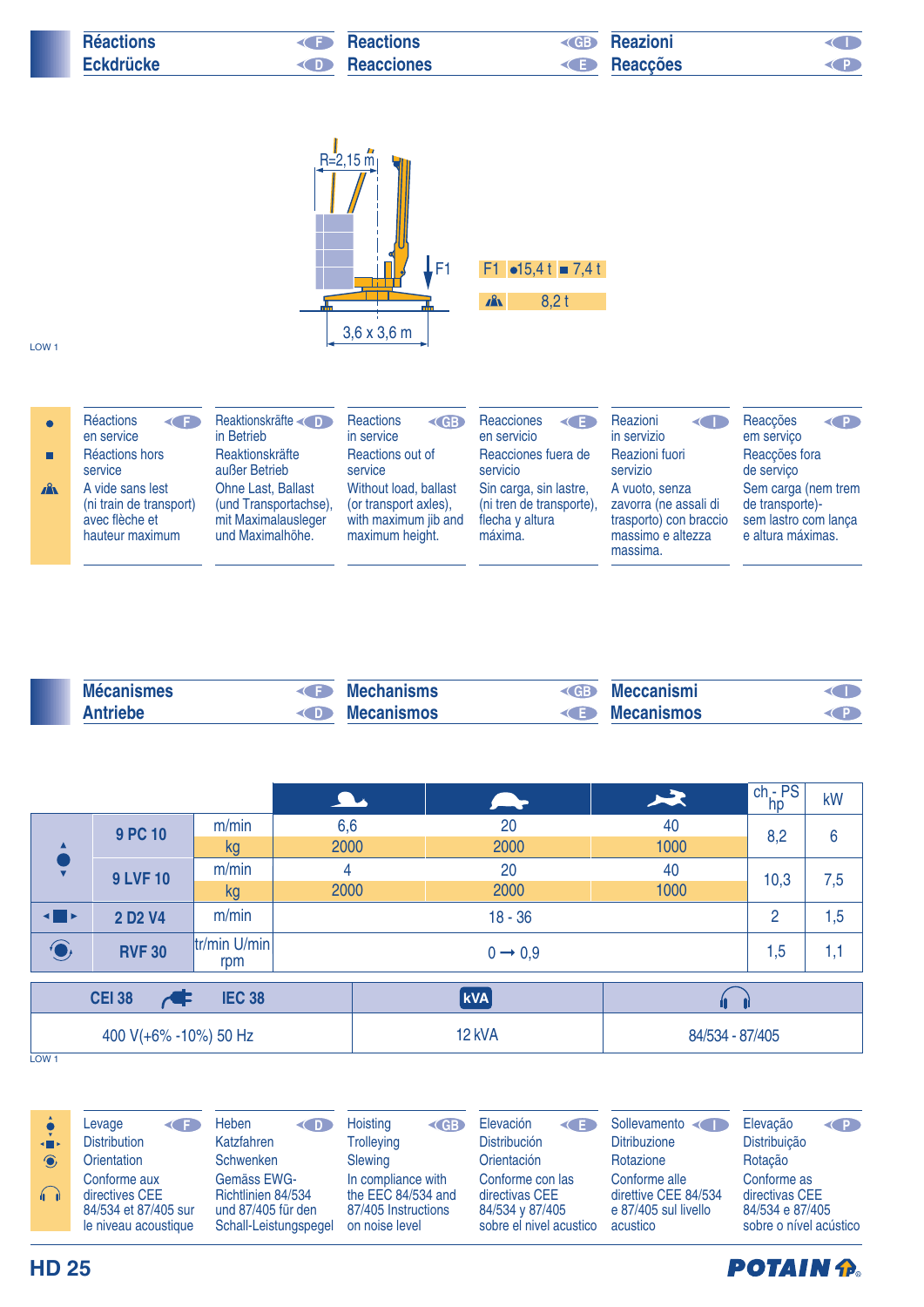## Réactions / Eckdrücke / Reactions / Reacciones / Reazioni / Reacções

R=2,15 m

F1

3,6 x 3,6 m

| F1 | ● 15,4 t | ■ 7,4 t |
|---|---|---|
| ⛰ | 8,2 t | |

LOW 1

| | F | D | GB | E | I | P |
|---|---|---|---|---|---|---|
| ● | Réactions en service | Reaktionskräfte in Betrieb | Reactions in service | Reacciones en servicio | Reazioni in servizio | Reacções em serviço |
| ■ | Réactions hors service | Reaktionskräfte außer Betrieb | Reactions out of service | Reacciones fuera de servicio | Reazioni fuori servizio | Reacções fora de serviço |
| ⛰ | A vide sans lest (ni train de transport) avec flèche et hauteur maximum | Ohne Last, Ballast (und Transportachse), mit Maximalausleger und Maximalhöhe. | Without load, ballast (or transport axles), with maximum jib and maximum height. | Sin carga, sin lastre, (ni tren de transporte), flecha y altura máxima. | A vuoto, senza zavorra (ne assali di trasporto) con braccio massimo e altezza massima. | Sem carga (nem trem de transporte)- sem lastro com lança e altura máximas. |

## Mécanismes / Antriebe / Mechanisms / Mecanismos / Meccanismi / Mecanismos

| | | | Slow | Medium | Fast | ch - PS hp | kW |
|---|---|---|---|---|---|---|---|
| Hoisting | 9 PC 10 | m/min | 6,6 | 20 | 40 | 8,2 | 6 |
| | | kg | 2000 | 2000 | 1000 | | |
| | 9 LVF 10 | m/min | 4 | 20 | 40 | 10,3 | 7,5 |
| | | kg | 2000 | 2000 | 1000 | | |
| Trolleying | 2 D2 V4 | m/min | 18 - 36 | | | 2 | 1,5 |
| Slewing | RVF 30 | tr/min U/min rpm | 0 → 0,9 | | | 1,5 | 1,1 |

| CEI 38 — IEC 38 | kVA | Noise |
|---|---|---|
| 400 V(+6% -10%) 50 Hz | 12 kVA | 84/534 - 87/405 |

LOW 1

| F | D | GB | E | I | P |
|---|---|---|---|---|---|
| Levage | Heben | Hoisting | Elevación | Sollevamento | Elevação |
| Distribution | Katzfahren | Trolleying | Distribución | Ditribuzione | Distribuição |
| Orientation | Schwenken | Slewing | Orientación | Rotazione | Rotação |
| Conforme aux directives CEE 84/534 et 87/405 sur le niveau acoustique | Gemäss EWG-Richtlinien 84/534 und 87/405 für den Schall-Leistungspegel | In compliance with the EEC 84/534 and 87/405 Instructions on noise level | Conforme con las directivas CEE 84/534 y 87/405 sobre el nivel acustico | Conforme alle direttive CEE 84/534 e 87/405 sul livello acustico | Conforme as directivas CEE 84/534 e 87/405 sobre o nível acústico |

HD 25

POTAIN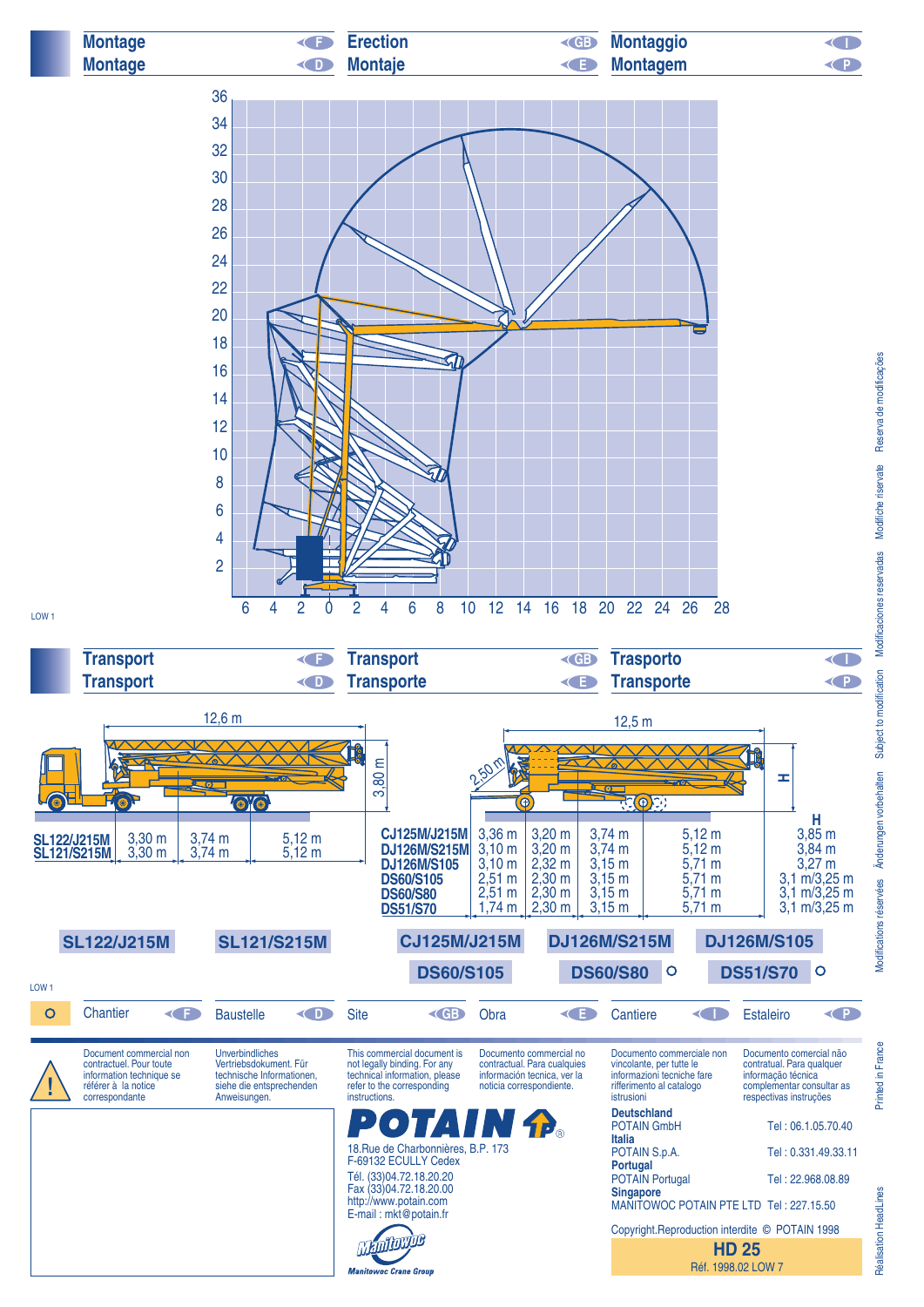## Montage (F) | Erection (GB) | Montaggio (I)
## Montage (D) | Montaje (E) | Montagem (P)

36
34
32
30
28
26
24
22
20
18
16
14
12
10
8
6
4
2

6 4 2 0 2 4 6 8 10 12 14 16 18 20 22 24 26 28

LOW 1

## Transport (F) | Transport (GB) | Trasporto (I)
## Transport (D) | Transporte (E) | Transporte (P)

12,6 m

3,80 m

12,5 m

2,50 m

H

| | | | |
|---|---|---|---|
| SL122/J215M | 3,30 m | 3,74 m | 5,12 m |
| SL121/S215M | 3,30 m | 3,74 m | 5,12 m |

| | | | | | H |
|---|---|---|---|---|---|
| CJ125M/J215M | 3,36 m | 3,20 m | 3,74 m | 5,12 m | 3,85 m |
| DJ126M/S215M | 3,10 m | 3,20 m | 3,74 m | 5,12 m | 3,84 m |
| DJ126M/S105 | 3,10 m | 2,32 m | 3,15 m | 5,71 m | 3,27 m |
| DS60/S105 | 2,51 m | 2,30 m | 3,15 m | 5,71 m | 3,1 m/3,25 m |
| DS60/S80 | 2,51 m | 2,30 m | 3,15 m | 5,71 m | 3,1 m/3,25 m |
| DS51/S70 | 1,74 m | 2,30 m | 3,15 m | 5,71 m | 3,1 m/3,25 m |

SL122/J215M | SL121/S215M | CJ125M/J215M | DJ126M/S215M | DJ126M/S105

DS60/S105 | DS60/S80 ○ | DS51/S70 ○

LOW 1

○ Chantier (F) | Baustelle (D) | Site (GB) | Obra (E) | Cantiere (I) | Estaleiro (P)

Document commercial non contractuel. Pour toute information technique se référer à la notice correspondante.

Unverbindliches Vertriebsdokument. Für technische Informationen, siehe die entsprechenden Anweisungen.

This commercial document is not legally binding. For any technical information, please refer to the corresponding instructions.

Documento commercial no contractual. Para cualquier información tecnica, ver la noticia correspondiente.

Documento commerciale non vincolante, per tutte le informazioni tecniche fare rifferimento al catalogo istrusioni

Documento comercial não contratual. Para qualquer informação técnica complementar consultar as respectivas instruções

**POTAIN**

18.Rue de Charbonnières, B.P. 173
F-69132 ECULLY Cedex
Tél. (33)04.72.18.20.20
Fax (33)04.72.18.20.00
http://www.potain.com
E-mail : mkt@potain.fr

Manitowoc Crane Group

**Deutschland**
POTAIN GmbH — Tel : 06.1.05.70.40
**Italia**
POTAIN S.p.A. — Tel : 0.331.49.33.11
**Portugal**
POTAIN Portugal — Tel : 22.968.08.89
**Singapore**
MANITOWOC POTAIN PTE LTD — Tel : 227.15.50

Copyright.Reproduction interdite © POTAIN 1998

**HD 25**
Réf. 1998.02 LOW 7

Modifications réservées — Änderungen vorbehalten — Subject to modification — Modificaciones reservadas — Modifiche riservate — Reserva de modificações

Printed in France

Réalisation HeadLines